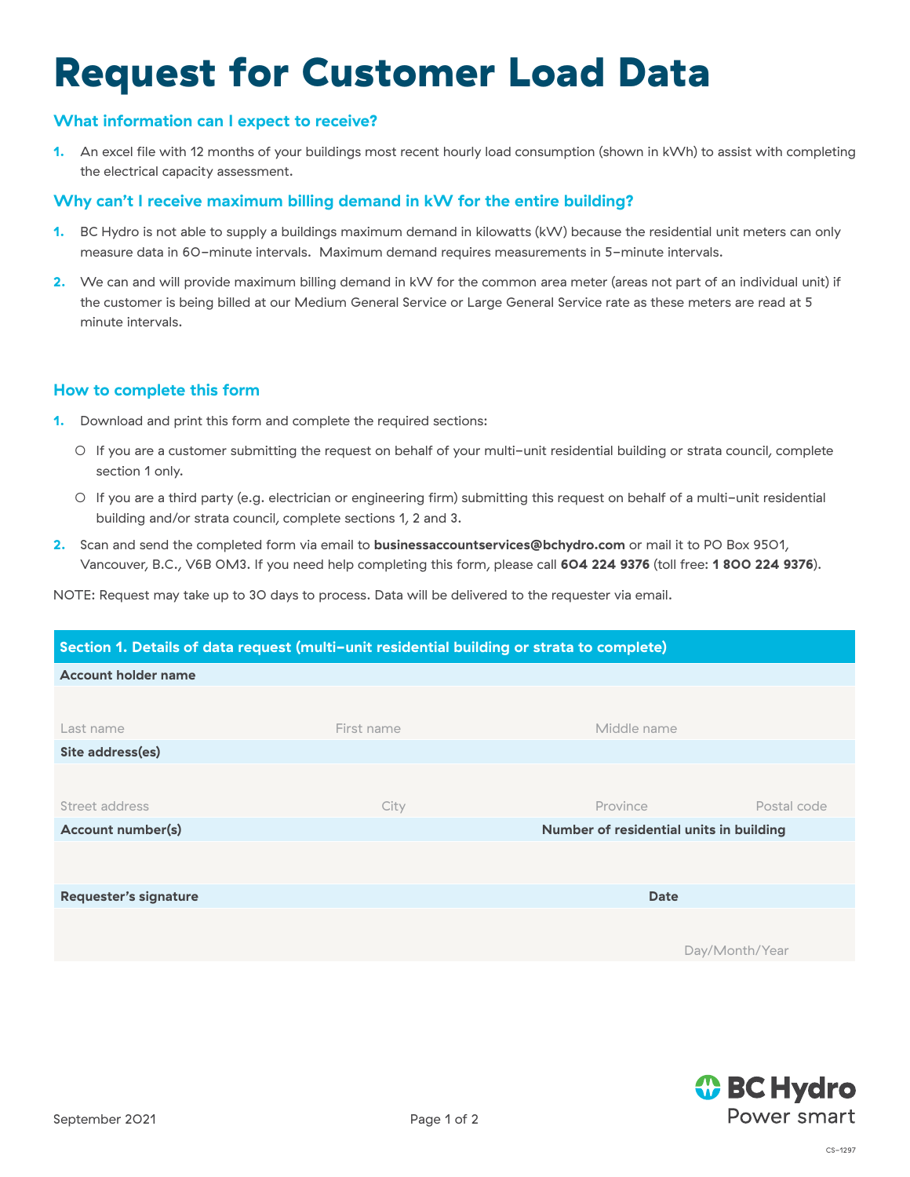# Request for Customer Load Data

### What information can I expect to receive?

1. An excel file with 12 months of your buildings most recent hourly load consumption (shown in kWh) to assist with completing the electrical capacity assessment.

### Why can't I receive maximum billing demand in kW for the entire building?

1. BC Hydro is not able to supply a buildings maximum demand in kilowatts (kW) because the residential unit meters can only measure data in 60-minute intervals. Maximum demand requires measurements in 5-minute intervals.
2. We can and will provide maximum billing demand in kW for the common area meter (areas not part of an individual unit) if the customer is being billed at our Medium General Service or Large General Service rate as these meters are read at 5 minute intervals.

### How to complete this form

1. Download and print this form and complete the required sections:
   - If you are a customer submitting the request on behalf of your multi-unit residential building or strata council, complete section 1 only.
   - If you are a third party (e.g. electrician or engineering firm) submitting this request on behalf of a multi-unit residential building and/or strata council, complete sections 1, 2 and 3.
2. Scan and send the completed form via email to **businessaccountservices@bchydro.com** or mail it to PO Box 9501, Vancouver, B.C., V6B 0M3. If you need help completing this form, please call **604 224 9376** (toll free: **1 800 224 9376**).

NOTE: Request may take up to 30 days to process. Data will be delivered to the requester via email.

| **Section 1. Details of data request (multi-unit residential building or strata to complete)** | | | |
|---|---|---|---|
| **Account holder name** | | | |
| Last name | First name | Middle name | |
| **Site address(es)** | | | |
| Street address | City | Province | Postal code |
| **Account number(s)** | | **Number of residential units in building** | |
| | | | |
| **Requester's signature** | | **Date** | |
| | | Day/Month/Year | |

CS-1297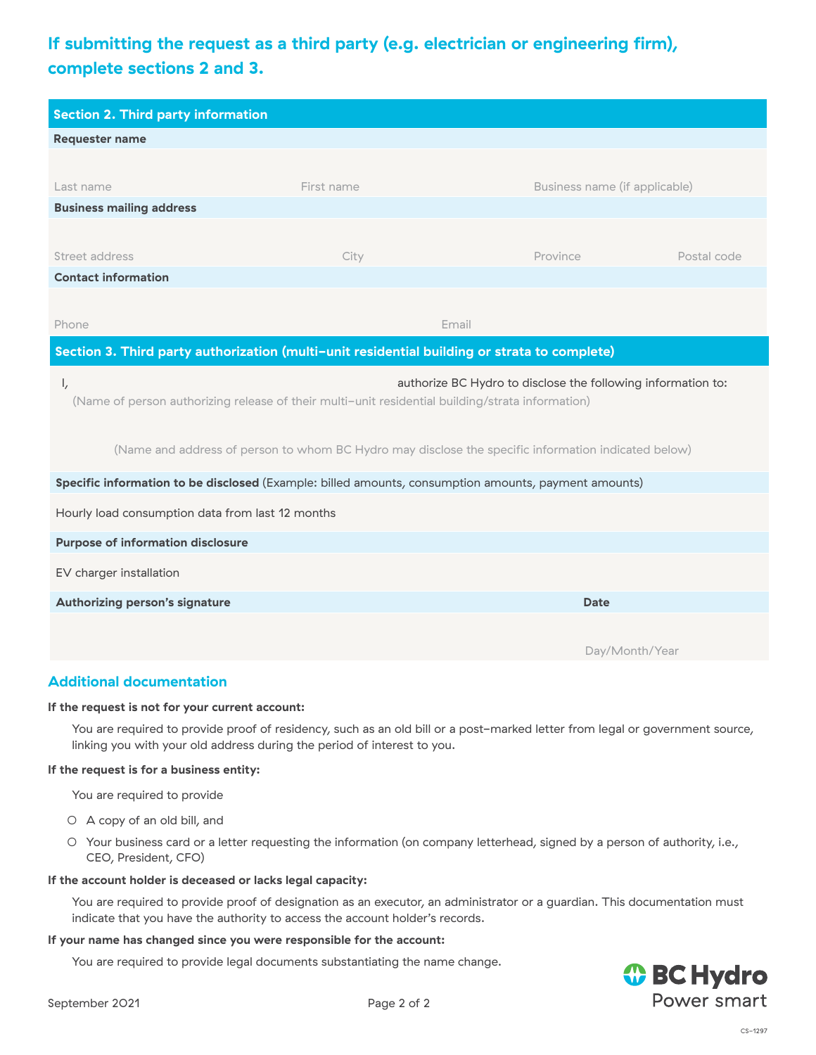## If submitting the request as a third party (e.g. electrician or engineering firm), complete sections 2 and 3.

| Section 2. Third party information | | | |
|---|---|---|---|
| **Requester name** | | | |
| Last name | First name | Business name (if applicable) | |
| **Business mailing address** | | | |
| Street address | City | Province | Postal code |
| **Contact information** | | | |
| Phone | Email | | |

| Section 3. Third party authorization (multi-unit residential building or strata to complete) | |
|---|---|
| I, _______________ authorize BC Hydro to disclose the following information to: (Name of person authorizing release of their multi-unit residential building/strata information) | |
| (Name and address of person to whom BC Hydro may disclose the specific information indicated below) | |
| **Specific information to be disclosed** (Example: billed amounts, consumption amounts, payment amounts) | |
| Hourly load consumption data from last 12 months | |
| **Purpose of information disclosure** | |
| EV charger installation | |
| **Authorizing person's signature** | **Date** |
| | Day/Month/Year |

## Additional documentation

**If the request is not for your current account:**

You are required to provide proof of residency, such as an old bill or a post-marked letter from legal or government source, linking you with your old address during the period of interest to you.

**If the request is for a business entity:**

You are required to provide

- A copy of an old bill, and
- Your business card or a letter requesting the information (on company letterhead, signed by a person of authority, i.e., CEO, President, CFO)

**If the account holder is deceased or lacks legal capacity:**

You are required to provide proof of designation as an executor, an administrator or a guardian. This documentation must indicate that you have the authority to access the account holder's records.

**If your name has changed since you were responsible for the account:**

You are required to provide legal documents substantiating the name change.

September 2021

BC Hydro
Power smart

CS-1297